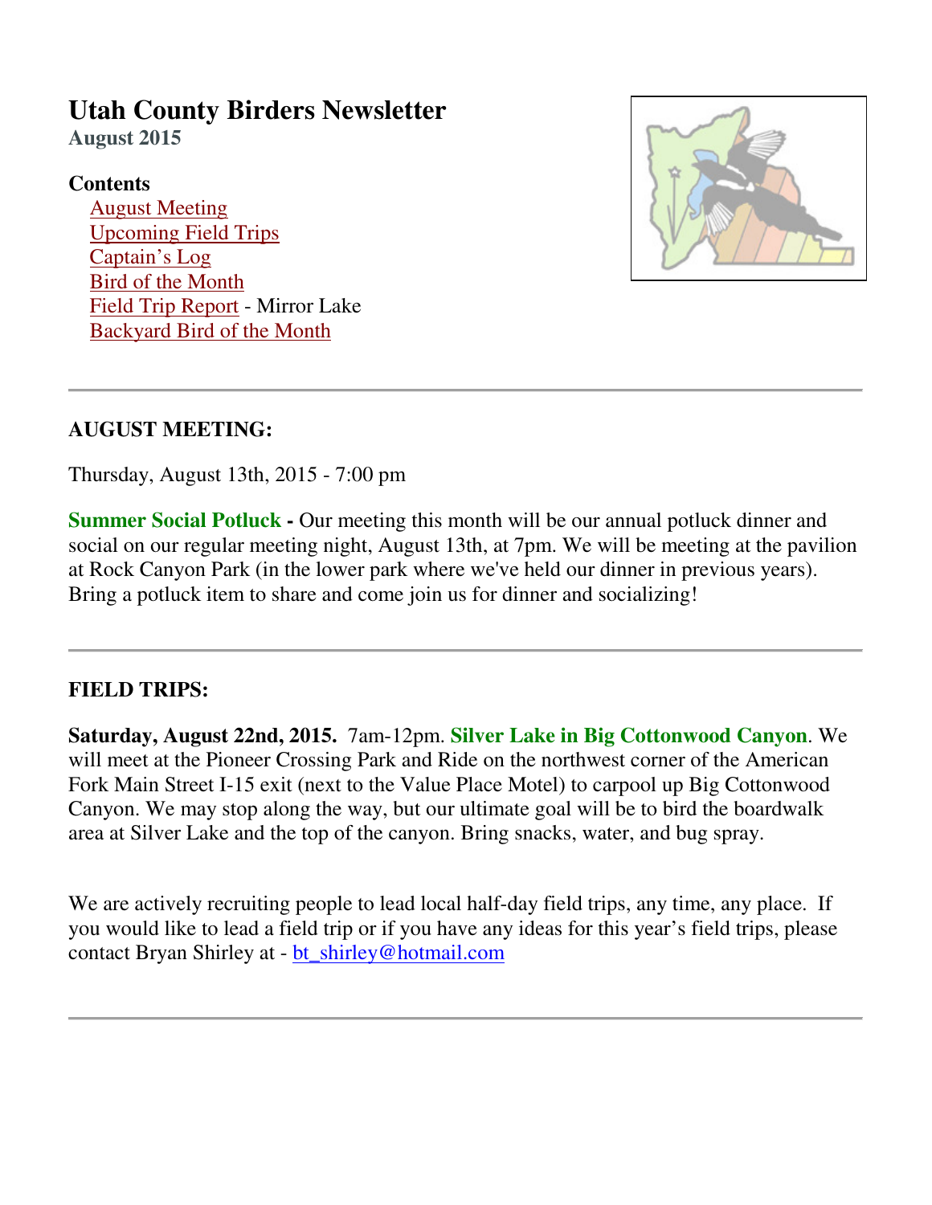# Utah County Birders Newsletter

**August 2015**

**Contents**

- August Meeting
- Upcoming Field Trips
- Captain's Log
- Bird of the Month
- Field Trip Report - Mirror Lake
- Backyard Bird of the Month

---

## AUGUST MEETING:

Thursday, August 13th, 2015 - 7:00 pm

**Summer Social Potluck -** Our meeting this month will be our annual potluck dinner and social on our regular meeting night, August 13th, at 7pm. We will be meeting at the pavilion at Rock Canyon Park (in the lower park where we've held our dinner in previous years). Bring a potluck item to share and come join us for dinner and socializing!

---

## FIELD TRIPS:

**Saturday, August 22nd, 2015.** 7am-12pm. **Silver Lake in Big Cottonwood Canyon**. We will meet at the Pioneer Crossing Park and Ride on the northwest corner of the American Fork Main Street I-15 exit (next to the Value Place Motel) to carpool up Big Cottonwood Canyon. We may stop along the way, but our ultimate goal will be to bird the boardwalk area at Silver Lake and the top of the canyon. Bring snacks, water, and bug spray.

We are actively recruiting people to lead local half-day field trips, any time, any place. If you would like to lead a field trip or if you have any ideas for this year's field trips, please contact Bryan Shirley at - bt_shirley@hotmail.com

---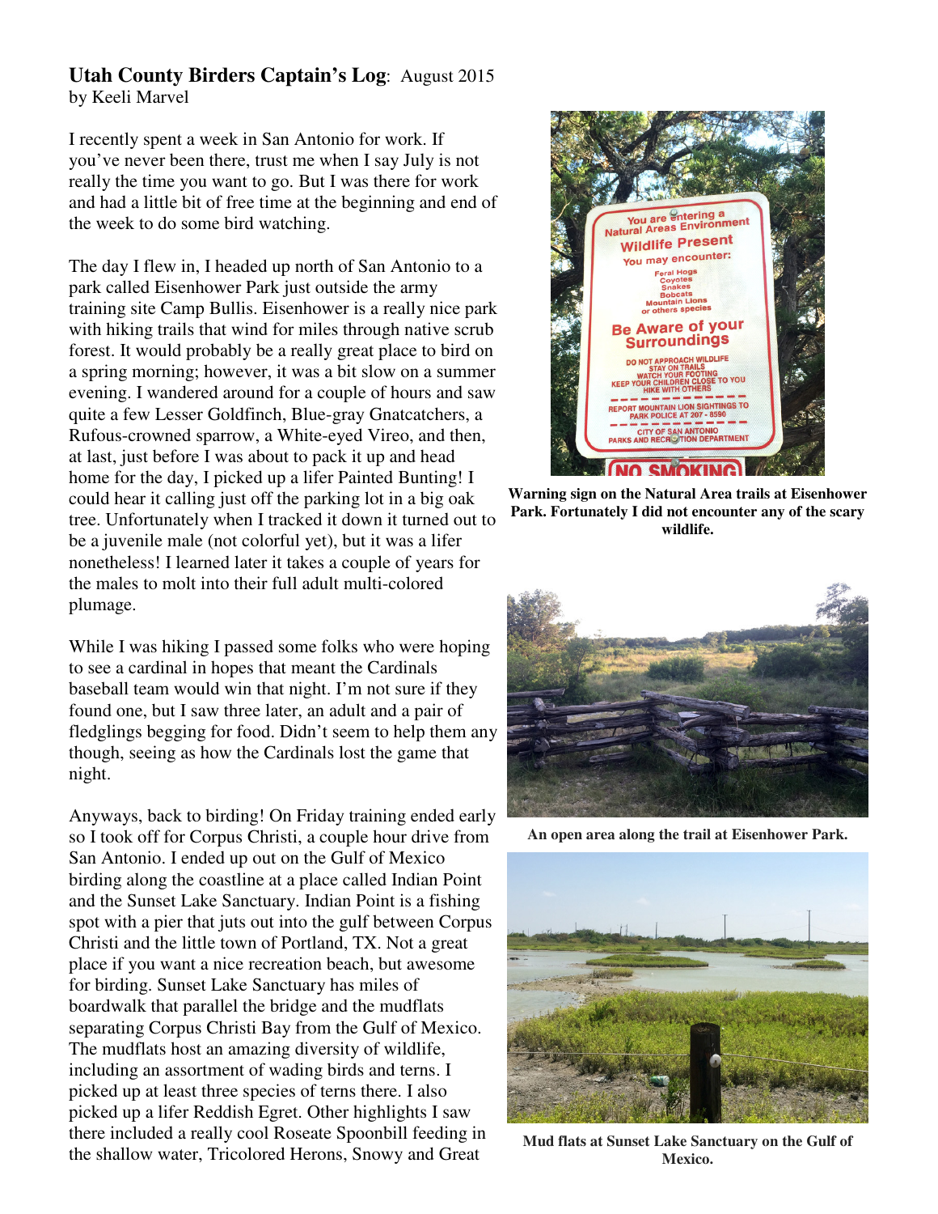**Utah County Birders Captain's Log**: August 2015
by Keeli Marvel

I recently spent a week in San Antonio for work. If you've never been there, trust me when I say July is not really the time you want to go. But I was there for work and had a little bit of free time at the beginning and end of the week to do some bird watching.

The day I flew in, I headed up north of San Antonio to a park called Eisenhower Park just outside the army training site Camp Bullis. Eisenhower is a really nice park with hiking trails that wind for miles through native scrub forest. It would probably be a really great place to bird on a spring morning; however, it was a bit slow on a summer evening. I wandered around for a couple of hours and saw quite a few Lesser Goldfinch, Blue-gray Gnatcatchers, a Rufous-crowned sparrow, a White-eyed Vireo, and then, at last, just before I was about to pack it up and head home for the day, I picked up a lifer Painted Bunting! I could hear it calling just off the parking lot in a big oak tree. Unfortunately when I tracked it down it turned out to be a juvenile male (not colorful yet), but it was a lifer nonetheless! I learned later it takes a couple of years for the males to molt into their full adult multi-colored plumage.

While I was hiking I passed some folks who were hoping to see a cardinal in hopes that meant the Cardinals baseball team would win that night. I'm not sure if they found one, but I saw three later, an adult and a pair of fledglings begging for food. Didn't seem to help them any though, seeing as how the Cardinals lost the game that night.

Anyways, back to birding! On Friday training ended early so I took off for Corpus Christi, a couple hour drive from San Antonio. I ended up out on the Gulf of Mexico birding along the coastline at a place called Indian Point and the Sunset Lake Sanctuary. Indian Point is a fishing spot with a pier that juts out into the gulf between Corpus Christi and the little town of Portland, TX. Not a great place if you want a nice recreation beach, but awesome for birding. Sunset Lake Sanctuary has miles of boardwalk that parallel the bridge and the mudflats separating Corpus Christi Bay from the Gulf of Mexico. The mudflats host an amazing diversity of wildlife, including an assortment of wading birds and terns. I picked up at least three species of terns there. I also picked up a lifer Reddish Egret. Other highlights I saw there included a really cool Roseate Spoonbill feeding in the shallow water, Tricolored Herons, Snowy and Great

**Warning sign on the Natural Area trails at Eisenhower Park. Fortunately I did not encounter any of the scary wildlife.**

**An open area along the trail at Eisenhower Park.**

**Mud flats at Sunset Lake Sanctuary on the Gulf of Mexico.**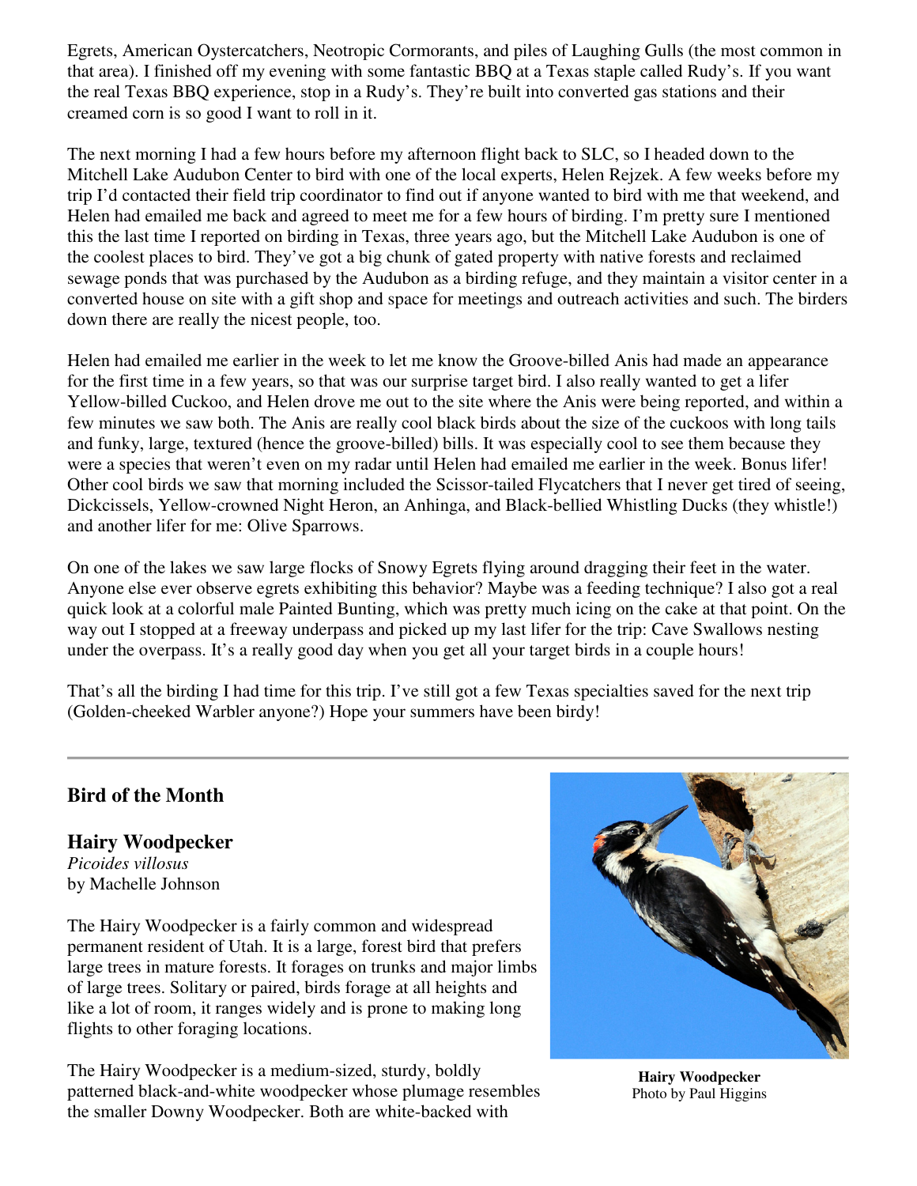Egrets, American Oystercatchers, Neotropic Cormorants, and piles of Laughing Gulls (the most common in that area). I finished off my evening with some fantastic BBQ at a Texas staple called Rudy's. If you want the real Texas BBQ experience, stop in a Rudy's. They're built into converted gas stations and their creamed corn is so good I want to roll in it.

The next morning I had a few hours before my afternoon flight back to SLC, so I headed down to the Mitchell Lake Audubon Center to bird with one of the local experts, Helen Rejzek. A few weeks before my trip I'd contacted their field trip coordinator to find out if anyone wanted to bird with me that weekend, and Helen had emailed me back and agreed to meet me for a few hours of birding. I'm pretty sure I mentioned this the last time I reported on birding in Texas, three years ago, but the Mitchell Lake Audubon is one of the coolest places to bird. They've got a big chunk of gated property with native forests and reclaimed sewage ponds that was purchased by the Audubon as a birding refuge, and they maintain a visitor center in a converted house on site with a gift shop and space for meetings and outreach activities and such. The birders down there are really the nicest people, too.

Helen had emailed me earlier in the week to let me know the Groove-billed Anis had made an appearance for the first time in a few years, so that was our surprise target bird. I also really wanted to get a lifer Yellow-billed Cuckoo, and Helen drove me out to the site where the Anis were being reported, and within a few minutes we saw both. The Anis are really cool black birds about the size of the cuckoos with long tails and funky, large, textured (hence the groove-billed) bills. It was especially cool to see them because they were a species that weren't even on my radar until Helen had emailed me earlier in the week. Bonus lifer! Other cool birds we saw that morning included the Scissor-tailed Flycatchers that I never get tired of seeing, Dickcissels, Yellow-crowned Night Heron, an Anhinga, and Black-bellied Whistling Ducks (they whistle!) and another lifer for me: Olive Sparrows.

On one of the lakes we saw large flocks of Snowy Egrets flying around dragging their feet in the water. Anyone else ever observe egrets exhibiting this behavior? Maybe was a feeding technique? I also got a real quick look at a colorful male Painted Bunting, which was pretty much icing on the cake at that point. On the way out I stopped at a freeway underpass and picked up my last lifer for the trip: Cave Swallows nesting under the overpass. It's a really good day when you get all your target birds in a couple hours!

That's all the birding I had time for this trip. I've still got a few Texas specialties saved for the next trip (Golden-cheeked Warbler anyone?) Hope your summers have been birdy!

---

## Bird of the Month

### Hairy Woodpecker

*Picoides villosus*
by Machelle Johnson

The Hairy Woodpecker is a fairly common and widespread permanent resident of Utah. It is a large, forest bird that prefers large trees in mature forests. It forages on trunks and major limbs of large trees. Solitary or paired, birds forage at all heights and like a lot of room, it ranges widely and is prone to making long flights to other foraging locations.

**Hairy Woodpecker**
Photo by Paul Higgins

The Hairy Woodpecker is a medium-sized, sturdy, boldly patterned black-and-white woodpecker whose plumage resembles the smaller Downy Woodpecker. Both are white-backed with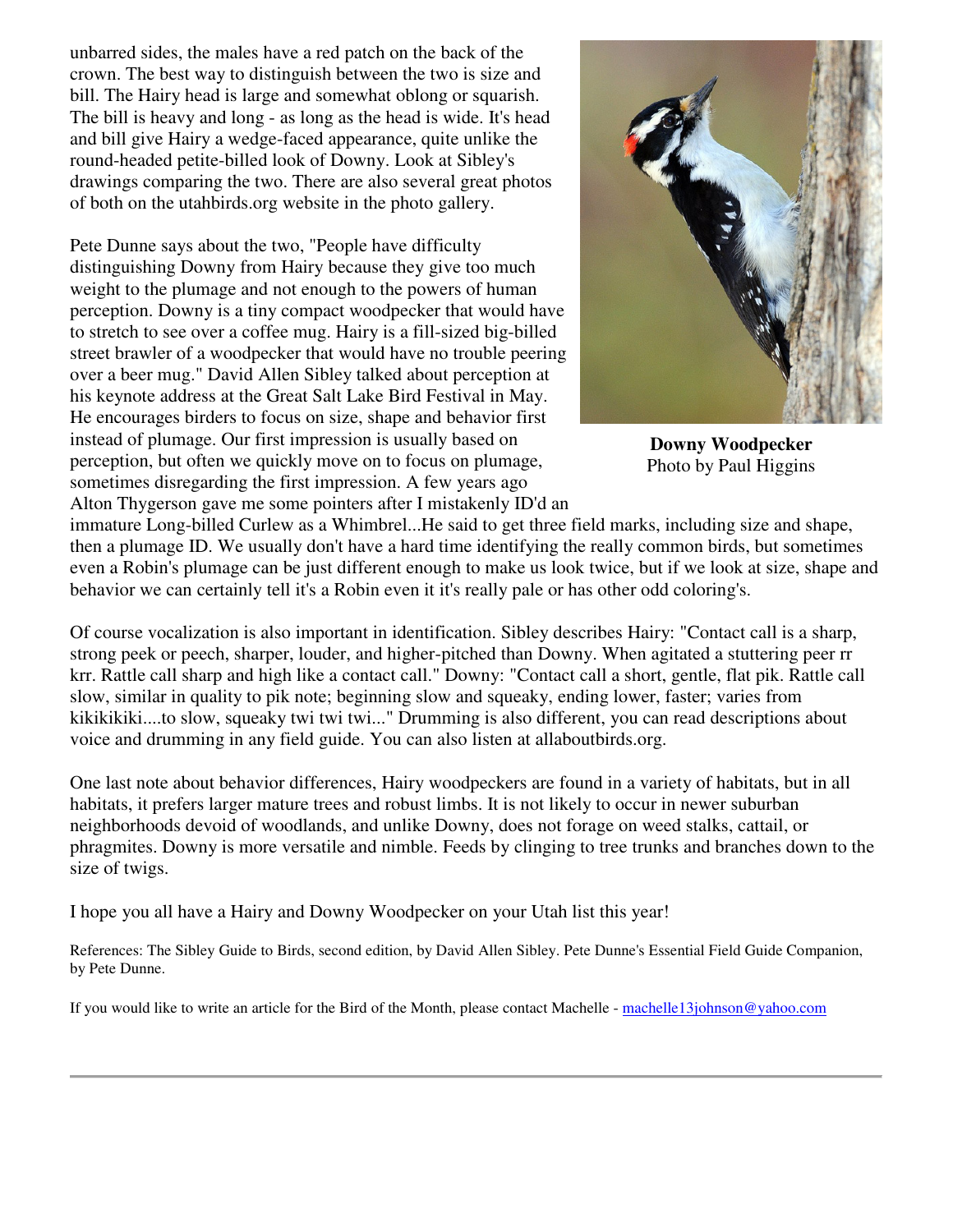unbarred sides, the males have a red patch on the back of the crown. The best way to distinguish between the two is size and bill. The Hairy head is large and somewhat oblong or squarish. The bill is heavy and long - as long as the head is wide. It's head and bill give Hairy a wedge-faced appearance, quite unlike the round-headed petite-billed look of Downy. Look at Sibley's drawings comparing the two. There are also several great photos of both on the utahbirds.org website in the photo gallery.

**Downy Woodpecker**
Photo by Paul Higgins

Pete Dunne says about the two, "People have difficulty distinguishing Downy from Hairy because they give too much weight to the plumage and not enough to the powers of human perception. Downy is a tiny compact woodpecker that would have to stretch to see over a coffee mug. Hairy is a fill-sized big-billed street brawler of a woodpecker that would have no trouble peering over a beer mug." David Allen Sibley talked about perception at his keynote address at the Great Salt Lake Bird Festival in May. He encourages birders to focus on size, shape and behavior first instead of plumage. Our first impression is usually based on perception, but often we quickly move on to focus on plumage, sometimes disregarding the first impression. A few years ago Alton Thygerson gave me some pointers after I mistakenly ID'd an immature Long-billed Curlew as a Whimbrel...He said to get three field marks, including size and shape, then a plumage ID. We usually don't have a hard time identifying the really common birds, but sometimes even a Robin's plumage can be just different enough to make us look twice, but if we look at size, shape and behavior we can certainly tell it's a Robin even it it's really pale or has other odd coloring's.

Of course vocalization is also important in identification. Sibley describes Hairy: "Contact call is a sharp, strong peek or peech, sharper, louder, and higher-pitched than Downy. When agitated a stuttering peer rr krr. Rattle call sharp and high like a contact call." Downy: "Contact call a short, gentle, flat pik. Rattle call slow, similar in quality to pik note; beginning slow and squeaky, ending lower, faster; varies from kikikikiki....to slow, squeaky twi twi twi..." Drumming is also different, you can read descriptions about voice and drumming in any field guide. You can also listen at allaboutbirds.org.

One last note about behavior differences, Hairy woodpeckers are found in a variety of habitats, but in all habitats, it prefers larger mature trees and robust limbs. It is not likely to occur in newer suburban neighborhoods devoid of woodlands, and unlike Downy, does not forage on weed stalks, cattail, or phragmites. Downy is more versatile and nimble. Feeds by clinging to tree trunks and branches down to the size of twigs.

I hope you all have a Hairy and Downy Woodpecker on your Utah list this year!

References: The Sibley Guide to Birds, second edition, by David Allen Sibley. Pete Dunne's Essential Field Guide Companion, by Pete Dunne.

If you would like to write an article for the Bird of the Month, please contact Machelle - machelle13johnson@yahoo.com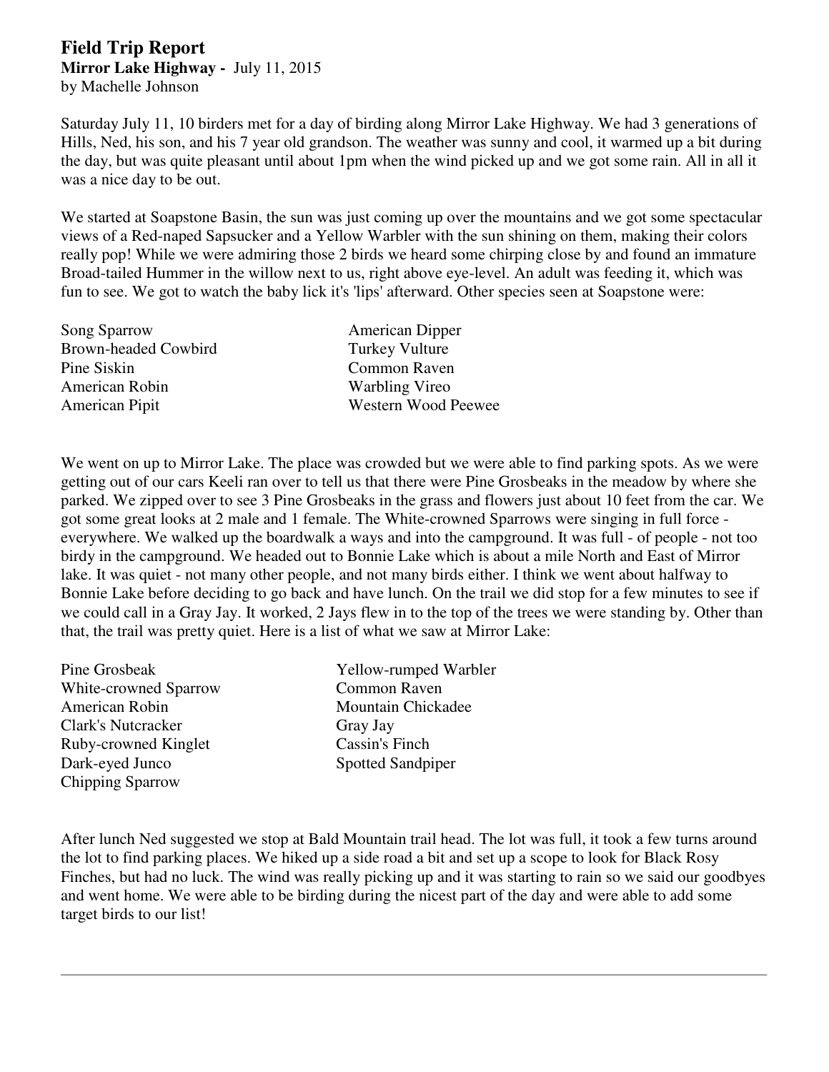# Field Trip Report

**Mirror Lake Highway -** July 11, 2015
by Machelle Johnson

Saturday July 11, 10 birders met for a day of birding along Mirror Lake Highway. We had 3 generations of Hills, Ned, his son, and his 7 year old grandson. The weather was sunny and cool, it warmed up a bit during the day, but was quite pleasant until about 1pm when the wind picked up and we got some rain. All in all it was a nice day to be out.

We started at Soapstone Basin, the sun was just coming up over the mountains and we got some spectacular views of a Red-naped Sapsucker and a Yellow Warbler with the sun shining on them, making their colors really pop! While we were admiring those 2 birds we heard some chirping close by and found an immature Broad-tailed Hummer in the willow next to us, right above eye-level. An adult was feeding it, which was fun to see. We got to watch the baby lick it's 'lips' afterward. Other species seen at Soapstone were:

Song Sparrow
Brown-headed Cowbird
Pine Siskin
American Robin
American Pipit
American Dipper
Turkey Vulture
Common Raven
Warbling Vireo
Western Wood Peewee

We went on up to Mirror Lake. The place was crowded but we were able to find parking spots. As we were getting out of our cars Keeli ran over to tell us that there were Pine Grosbeaks in the meadow by where she parked. We zipped over to see 3 Pine Grosbeaks in the grass and flowers just about 10 feet from the car. We got some great looks at 2 male and 1 female. The White-crowned Sparrows were singing in full force - everywhere. We walked up the boardwalk a ways and into the campground. It was full - of people - not too birdy in the campground. We headed out to Bonnie Lake which is about a mile North and East of Mirror lake. It was quiet - not many other people, and not many birds either. I think we went about halfway to Bonnie Lake before deciding to go back and have lunch. On the trail we did stop for a few minutes to see if we could call in a Gray Jay. It worked, 2 Jays flew in to the top of the trees we were standing by. Other than that, the trail was pretty quiet. Here is a list of what we saw at Mirror Lake:

Pine Grosbeak
White-crowned Sparrow
American Robin
Clark's Nutcracker
Ruby-crowned Kinglet
Dark-eyed Junco
Chipping Sparrow
Yellow-rumped Warbler
Common Raven
Mountain Chickadee
Gray Jay
Cassin's Finch
Spotted Sandpiper

After lunch Ned suggested we stop at Bald Mountain trail head. The lot was full, it took a few turns around the lot to find parking places. We hiked up a side road a bit and set up a scope to look for Black Rosy Finches, but had no luck. The wind was really picking up and it was starting to rain so we said our goodbyes and went home. We were able to be birding during the nicest part of the day and were able to add some target birds to our list!

---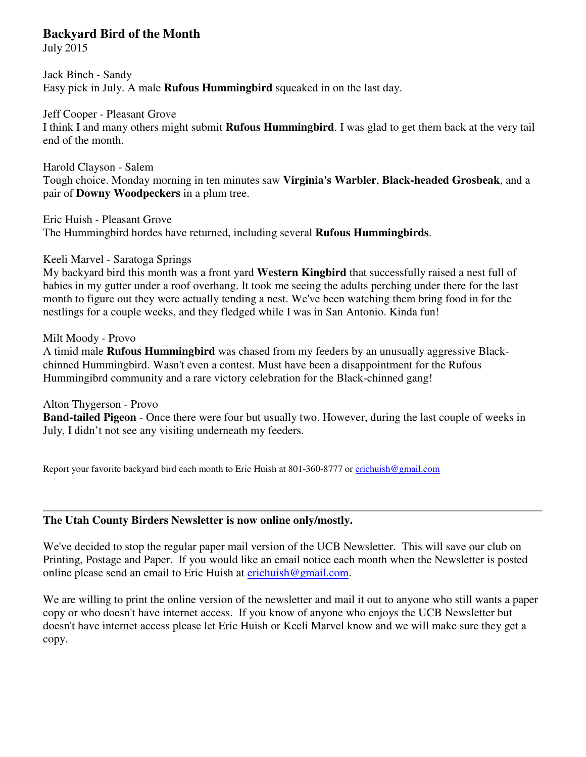## Backyard Bird of the Month

July 2015

Jack Binch - Sandy
Easy pick in July. A male **Rufous Hummingbird** squeaked in on the last day.

Jeff Cooper - Pleasant Grove
I think I and many others might submit **Rufous Hummingbird**. I was glad to get them back at the very tail end of the month.

Harold Clayson - Salem
Tough choice. Monday morning in ten minutes saw **Virginia's Warbler**, **Black-headed Grosbeak**, and a pair of **Downy Woodpeckers** in a plum tree.

Eric Huish - Pleasant Grove
The Hummingbird hordes have returned, including several **Rufous Hummingbirds**.

Keeli Marvel - Saratoga Springs
My backyard bird this month was a front yard **Western Kingbird** that successfully raised a nest full of babies in my gutter under a roof overhang. It took me seeing the adults perching under there for the last month to figure out they were actually tending a nest. We've been watching them bring food in for the nestlings for a couple weeks, and they fledged while I was in San Antonio. Kinda fun!

Milt Moody - Provo
A timid male **Rufous Hummingbird** was chased from my feeders by an unusually aggressive Black-chinned Hummingbird. Wasn't even a contest. Must have been a disappointment for the Rufous Hummingibrd community and a rare victory celebration for the Black-chinned gang!

Alton Thygerson - Provo
**Band-tailed Pigeon** - Once there were four but usually two. However, during the last couple of weeks in July, I didn't not see any visiting underneath my feeders.

Report your favorite backyard bird each month to Eric Huish at 801-360-8777 or erichuish@gmail.com

---

**The Utah County Birders Newsletter is now online only/mostly.**

We've decided to stop the regular paper mail version of the UCB Newsletter. This will save our club on Printing, Postage and Paper. If you would like an email notice each month when the Newsletter is posted online please send an email to Eric Huish at erichuish@gmail.com.

We are willing to print the online version of the newsletter and mail it out to anyone who still wants a paper copy or who doesn't have internet access. If you know of anyone who enjoys the UCB Newsletter but doesn't have internet access please let Eric Huish or Keeli Marvel know and we will make sure they get a copy.